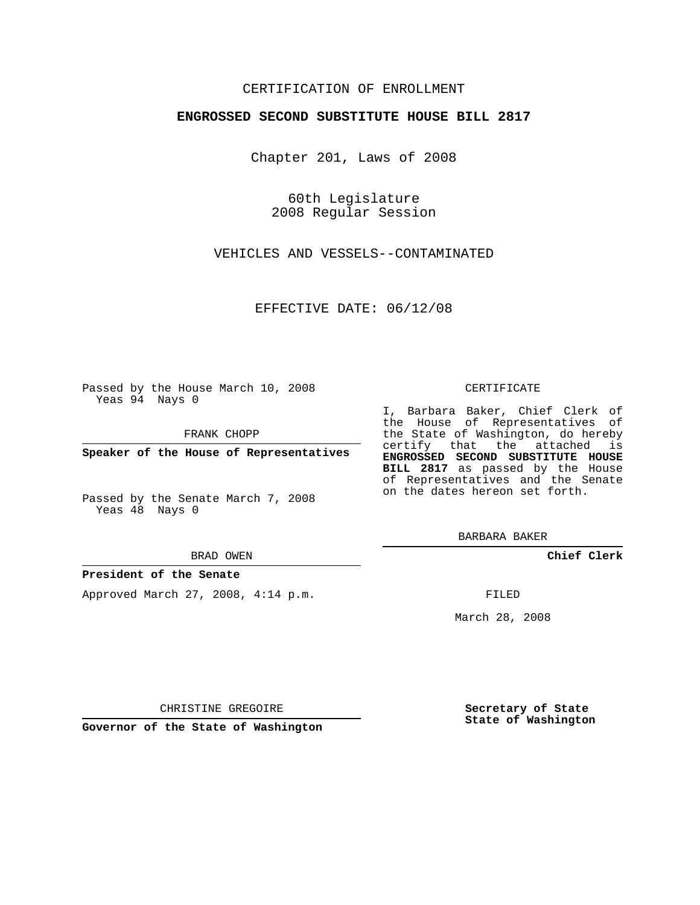CERTIFICATION OF ENROLLMENT

**ENGROSSED SECOND SUBSTITUTE HOUSE BILL 2817**

Chapter 201, Laws of 2008

60th Legislature
2008 Regular Session

VEHICLES AND VESSELS--CONTAMINATED

EFFECTIVE DATE: 06/12/08

Passed by the House March 10, 2008
Yeas 94 Nays 0

FRANK CHOPP

**Speaker of the House of Representatives**

Passed by the Senate March 7, 2008
Yeas 48 Nays 0

BRAD OWEN

**President of the Senate**

Approved March 27, 2008, 4:14 p.m.

CHRISTINE GREGOIRE

**Governor of the State of Washington**

CERTIFICATE

I, Barbara Baker, Chief Clerk of the House of Representatives of the State of Washington, do hereby certify that the attached is **ENGROSSED SECOND SUBSTITUTE HOUSE BILL 2817** as passed by the House of Representatives and the Senate on the dates hereon set forth.

BARBARA BAKER

**Chief Clerk**

FILED

March 28, 2008

**Secretary of State**
**State of Washington**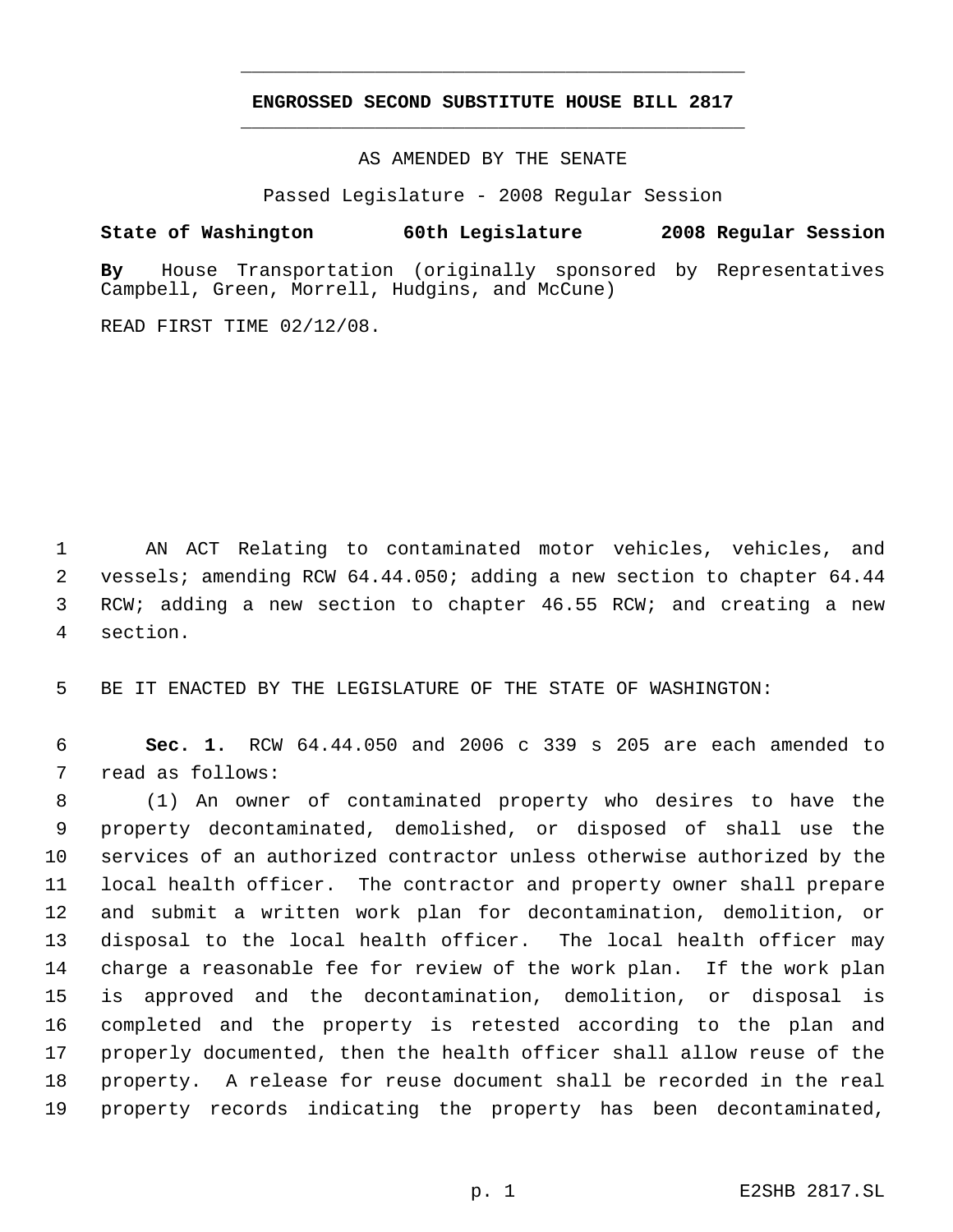# ENGROSSED SECOND SUBSTITUTE HOUSE BILL 2817

AS AMENDED BY THE SENATE

Passed Legislature - 2008 Regular Session

**State of Washington 60th Legislature 2008 Regular Session**

**By** House Transportation (originally sponsored by Representatives Campbell, Green, Morrell, Hudgins, and McCune)

READ FIRST TIME 02/12/08.

AN ACT Relating to contaminated motor vehicles, vehicles, and vessels; amending RCW 64.44.050; adding a new section to chapter 64.44 RCW; adding a new section to chapter 46.55 RCW; and creating a new section.

BE IT ENACTED BY THE LEGISLATURE OF THE STATE OF WASHINGTON:

**Sec. 1.** RCW 64.44.050 and 2006 c 339 s 205 are each amended to read as follows:

(1) An owner of contaminated property who desires to have the property decontaminated, demolished, or disposed of shall use the services of an authorized contractor unless otherwise authorized by the local health officer. The contractor and property owner shall prepare and submit a written work plan for decontamination, demolition, or disposal to the local health officer. The local health officer may charge a reasonable fee for review of the work plan. If the work plan is approved and the decontamination, demolition, or disposal is completed and the property is retested according to the plan and properly documented, then the health officer shall allow reuse of the property. A release for reuse document shall be recorded in the real property records indicating the property has been decontaminated,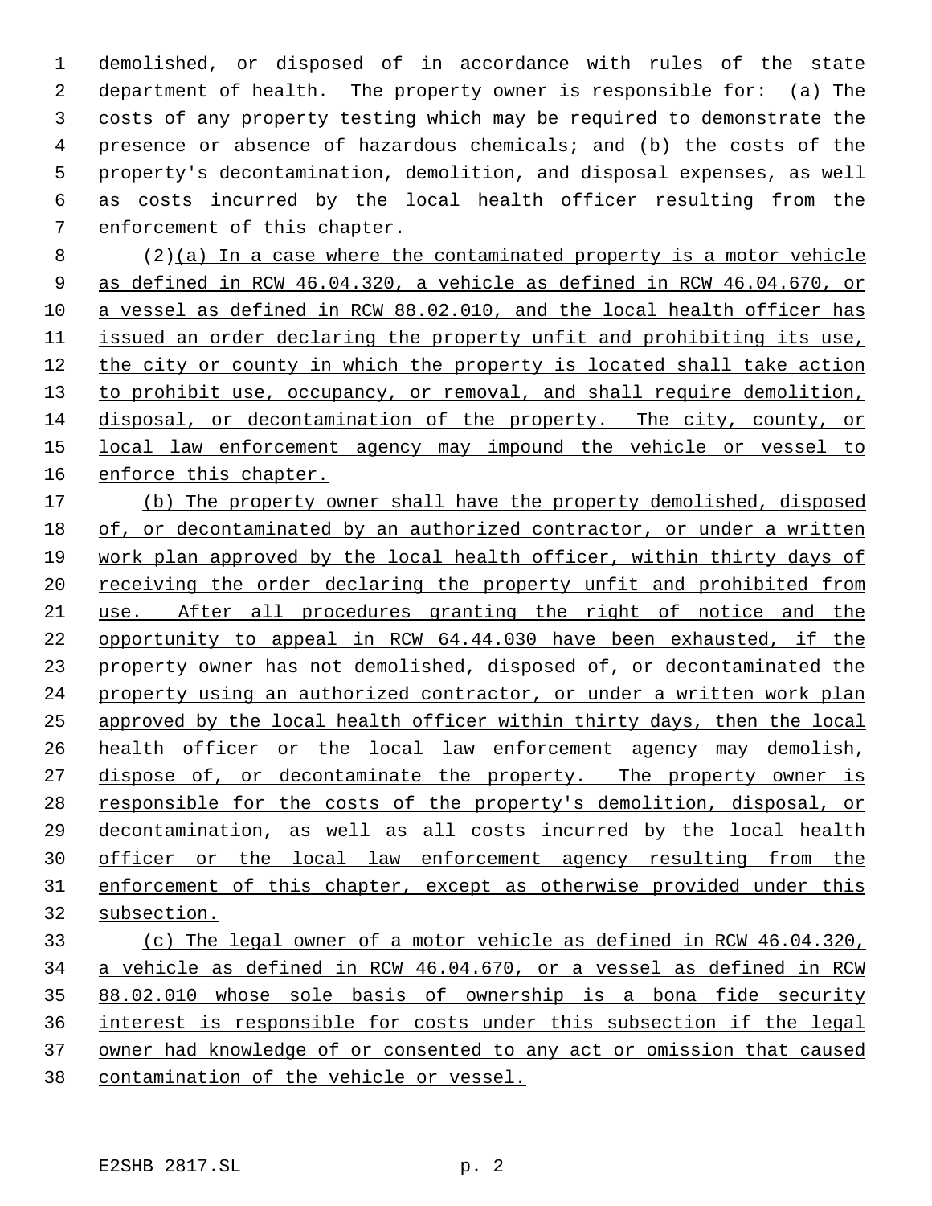demolished, or disposed of in accordance with rules of the state department of health. The property owner is responsible for: (a) The costs of any property testing which may be required to demonstrate the presence or absence of hazardous chemicals; and (b) the costs of the property's decontamination, demolition, and disposal expenses, as well as costs incurred by the local health officer resulting from the enforcement of this chapter.

(2)<u>(a) In a case where the contaminated property is a motor vehicle as defined in RCW 46.04.320, a vehicle as defined in RCW 46.04.670, or a vessel as defined in RCW 88.02.010, and the local health officer has issued an order declaring the property unfit and prohibiting its use, the city or county in which the property is located shall take action to prohibit use, occupancy, or removal, and shall require demolition, disposal, or decontamination of the property. The city, county, or local law enforcement agency may impound the vehicle or vessel to enforce this chapter.</u>

<u>(b) The property owner shall have the property demolished, disposed of, or decontaminated by an authorized contractor, or under a written work plan approved by the local health officer, within thirty days of receiving the order declaring the property unfit and prohibited from use. After all procedures granting the right of notice and the opportunity to appeal in RCW 64.44.030 have been exhausted, if the property owner has not demolished, disposed of, or decontaminated the property using an authorized contractor, or under a written work plan approved by the local health officer within thirty days, then the local health officer or the local law enforcement agency may demolish, dispose of, or decontaminate the property. The property owner is responsible for the costs of the property's demolition, disposal, or decontamination, as well as all costs incurred by the local health officer or the local law enforcement agency resulting from the enforcement of this chapter, except as otherwise provided under this subsection.</u>

<u>(c) The legal owner of a motor vehicle as defined in RCW 46.04.320, a vehicle as defined in RCW 46.04.670, or a vessel as defined in RCW 88.02.010 whose sole basis of ownership is a bona fide security interest is responsible for costs under this subsection if the legal owner had knowledge of or consented to any act or omission that caused contamination of the vehicle or vessel.</u>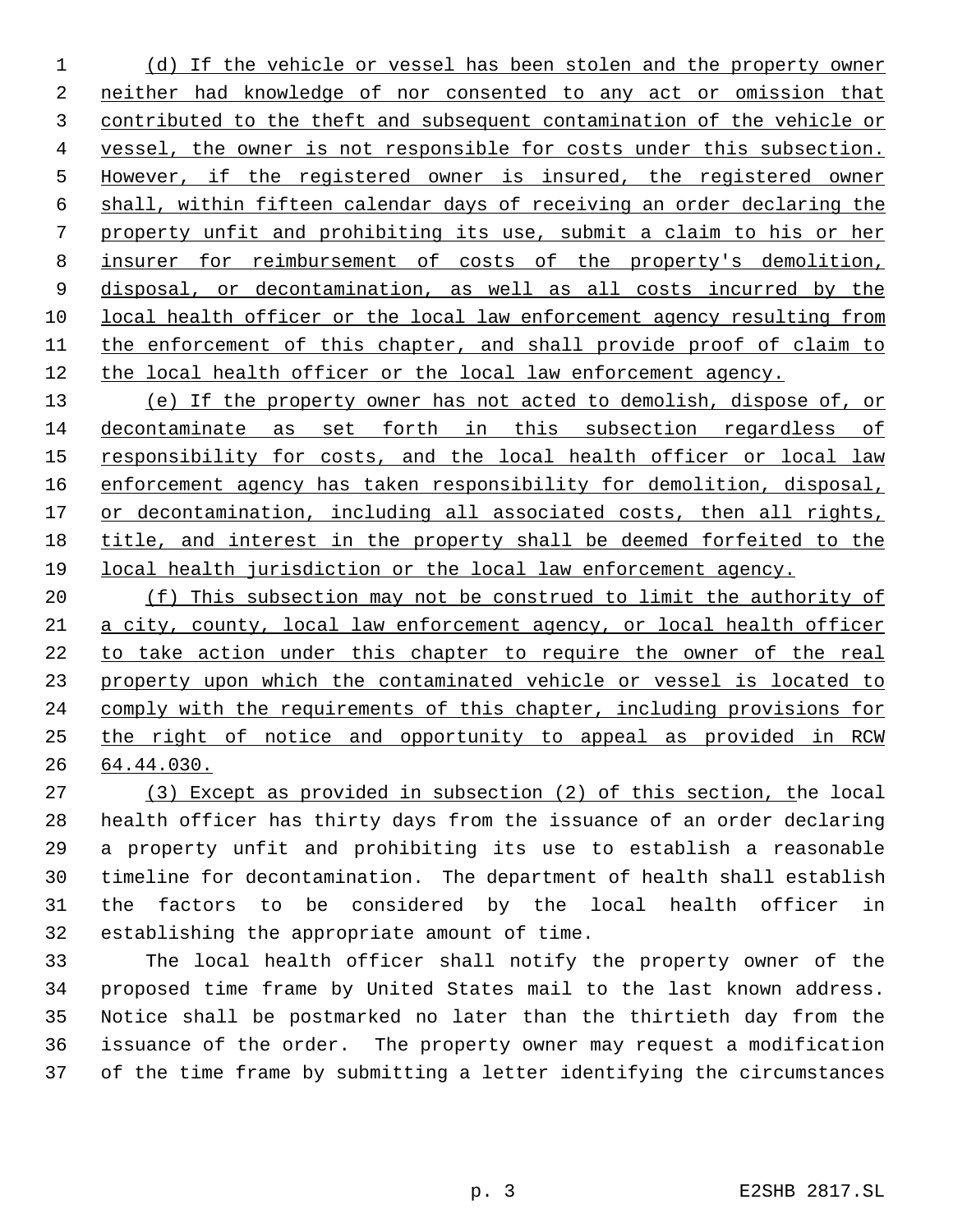(d) If the vehicle or vessel has been stolen and the property owner neither had knowledge of nor consented to any act or omission that contributed to the theft and subsequent contamination of the vehicle or vessel, the owner is not responsible for costs under this subsection. However, if the registered owner is insured, the registered owner shall, within fifteen calendar days of receiving an order declaring the property unfit and prohibiting its use, submit a claim to his or her insurer for reimbursement of costs of the property's demolition, disposal, or decontamination, as well as all costs incurred by the local health officer or the local law enforcement agency resulting from the enforcement of this chapter, and shall provide proof of claim to the local health officer or the local law enforcement agency.

(e) If the property owner has not acted to demolish, dispose of, or decontaminate as set forth in this subsection regardless of responsibility for costs, and the local health officer or local law enforcement agency has taken responsibility for demolition, disposal, or decontamination, including all associated costs, then all rights, title, and interest in the property shall be deemed forfeited to the local health jurisdiction or the local law enforcement agency.

(f) This subsection may not be construed to limit the authority of a city, county, local law enforcement agency, or local health officer to take action under this chapter to require the owner of the real property upon which the contaminated vehicle or vessel is located to comply with the requirements of this chapter, including provisions for the right of notice and opportunity to appeal as provided in RCW 64.44.030.

(3) Except as provided in subsection (2) of this section, the local health officer has thirty days from the issuance of an order declaring a property unfit and prohibiting its use to establish a reasonable timeline for decontamination. The department of health shall establish the factors to be considered by the local health officer in establishing the appropriate amount of time.

The local health officer shall notify the property owner of the proposed time frame by United States mail to the last known address. Notice shall be postmarked no later than the thirtieth day from the issuance of the order. The property owner may request a modification of the time frame by submitting a letter identifying the circumstances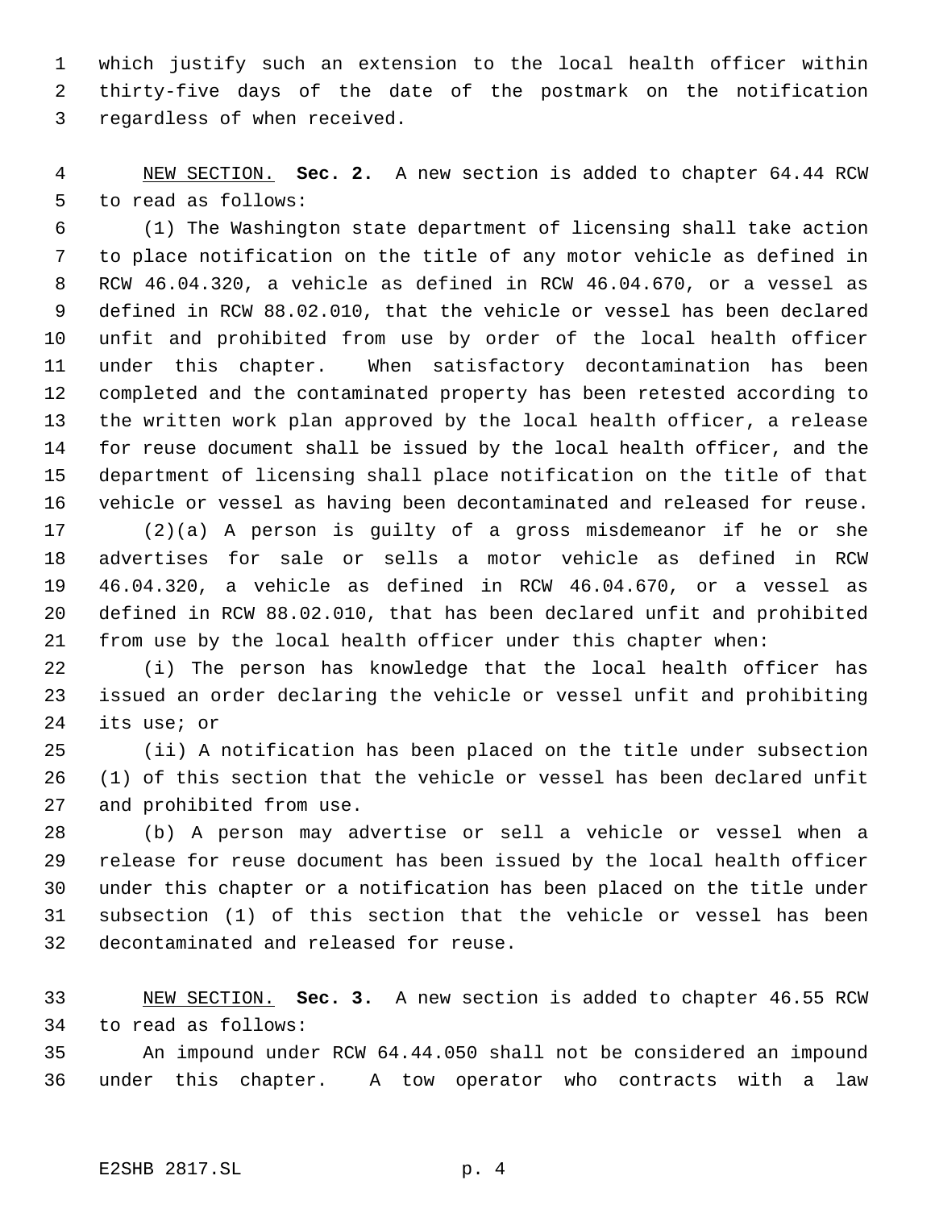which justify such an extension to the local health officer within thirty-five days of the date of the postmark on the notification regardless of when received.

NEW SECTION. **Sec. 2.** A new section is added to chapter 64.44 RCW to read as follows:

(1) The Washington state department of licensing shall take action to place notification on the title of any motor vehicle as defined in RCW 46.04.320, a vehicle as defined in RCW 46.04.670, or a vessel as defined in RCW 88.02.010, that the vehicle or vessel has been declared unfit and prohibited from use by order of the local health officer under this chapter. When satisfactory decontamination has been completed and the contaminated property has been retested according to the written work plan approved by the local health officer, a release for reuse document shall be issued by the local health officer, and the department of licensing shall place notification on the title of that vehicle or vessel as having been decontaminated and released for reuse.

(2)(a) A person is guilty of a gross misdemeanor if he or she advertises for sale or sells a motor vehicle as defined in RCW 46.04.320, a vehicle as defined in RCW 46.04.670, or a vessel as defined in RCW 88.02.010, that has been declared unfit and prohibited from use by the local health officer under this chapter when:

(i) The person has knowledge that the local health officer has issued an order declaring the vehicle or vessel unfit and prohibiting its use; or

(ii) A notification has been placed on the title under subsection (1) of this section that the vehicle or vessel has been declared unfit and prohibited from use.

(b) A person may advertise or sell a vehicle or vessel when a release for reuse document has been issued by the local health officer under this chapter or a notification has been placed on the title under subsection (1) of this section that the vehicle or vessel has been decontaminated and released for reuse.

NEW SECTION. **Sec. 3.** A new section is added to chapter 46.55 RCW to read as follows:

An impound under RCW 64.44.050 shall not be considered an impound under this chapter. A tow operator who contracts with a law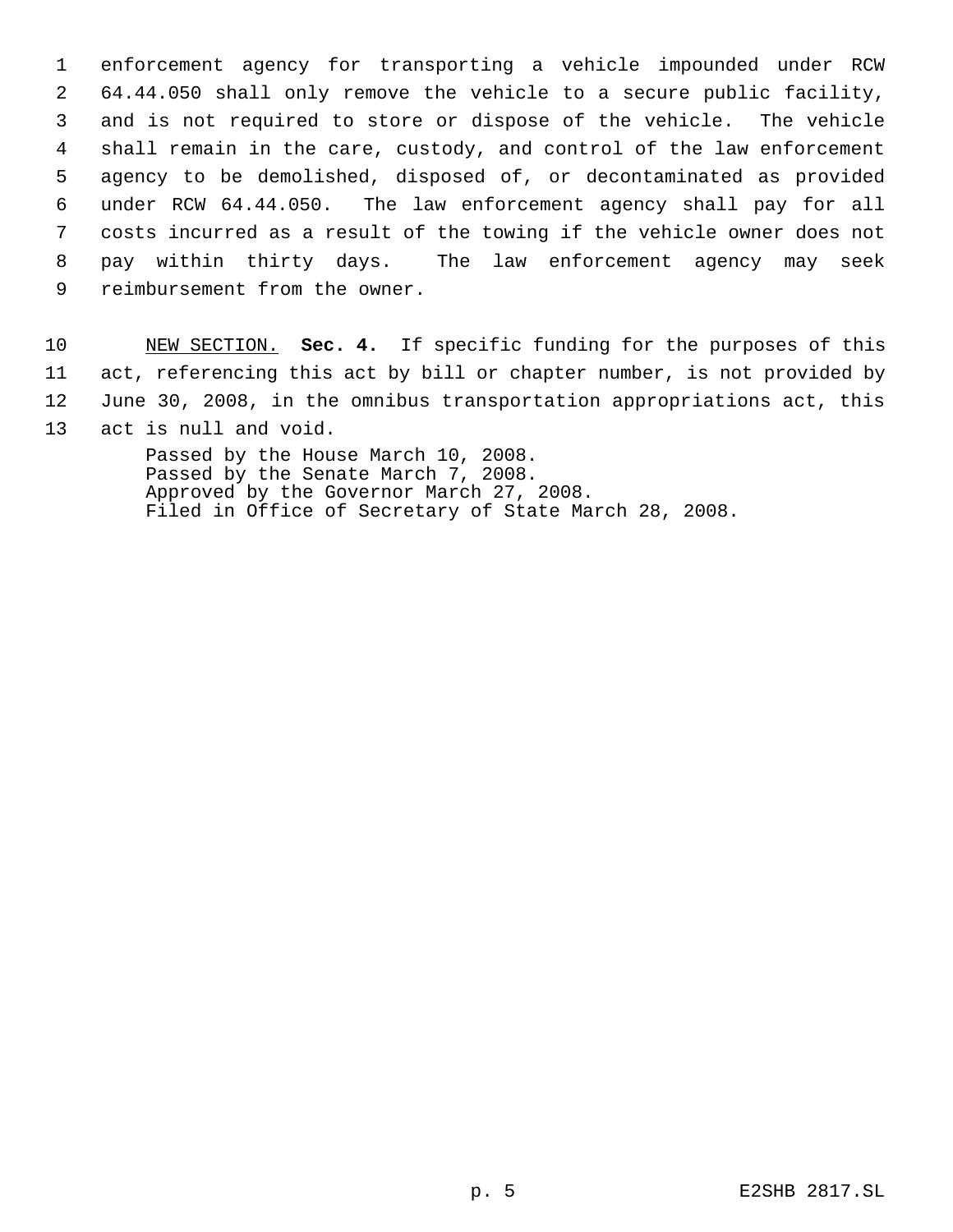enforcement agency for transporting a vehicle impounded under RCW 64.44.050 shall only remove the vehicle to a secure public facility, and is not required to store or dispose of the vehicle. The vehicle shall remain in the care, custody, and control of the law enforcement agency to be demolished, disposed of, or decontaminated as provided under RCW 64.44.050. The law enforcement agency shall pay for all costs incurred as a result of the towing if the vehicle owner does not pay within thirty days. The law enforcement agency may seek reimbursement from the owner.

NEW SECTION. **Sec. 4.** If specific funding for the purposes of this act, referencing this act by bill or chapter number, is not provided by June 30, 2008, in the omnibus transportation appropriations act, this act is null and void.

Passed by the House March 10, 2008.
Passed by the Senate March 7, 2008.
Approved by the Governor March 27, 2008.
Filed in Office of Secretary of State March 28, 2008.